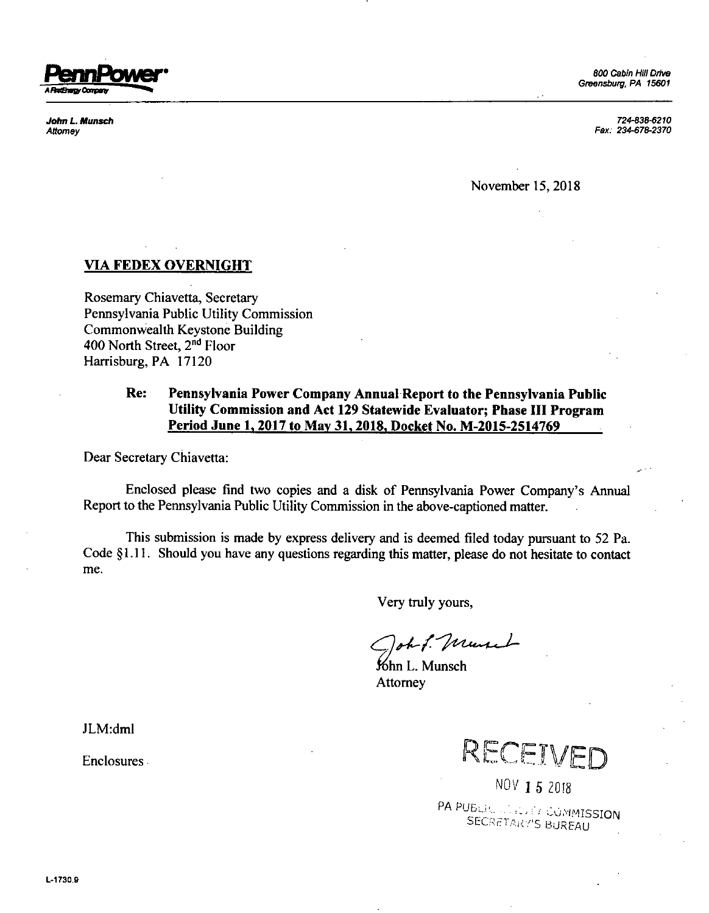**PennPower**
A FirstEnergy Company

800 Cabin Hill Drive
Greensburg, PA 15601

*John L. Munsch*
*Attorney*

724-838-6210
Fax: 234-678-2370

November 15, 2018

**VIA FEDEX OVERNIGHT**

Rosemary Chiavetta, Secretary
Pennsylvania Public Utility Commission
Commonwealth Keystone Building
400 North Street, 2nd Floor
Harrisburg, PA 17120

**Re: Pennsylvania Power Company Annual Report to the Pennsylvania Public Utility Commission and Act 129 Statewide Evaluator; Phase III Program Period June 1, 2017 to May 31, 2018, Docket No. M-2015-2514769**

Dear Secretary Chiavetta:

Enclosed please find two copies and a disk of Pennsylvania Power Company's Annual Report to the Pennsylvania Public Utility Commission in the above-captioned matter.

This submission is made by express delivery and is deemed filed today pursuant to 52 Pa. Code §1.11. Should you have any questions regarding this matter, please do not hesitate to contact me.

Very truly yours,

John L. Munsch
Attorney

JLM:dml

Enclosures

RECEIVED

NOV 15 2018

PA PUBLIC UTILITY COMMISSION
SECRETARY'S BUREAU

L-1730.9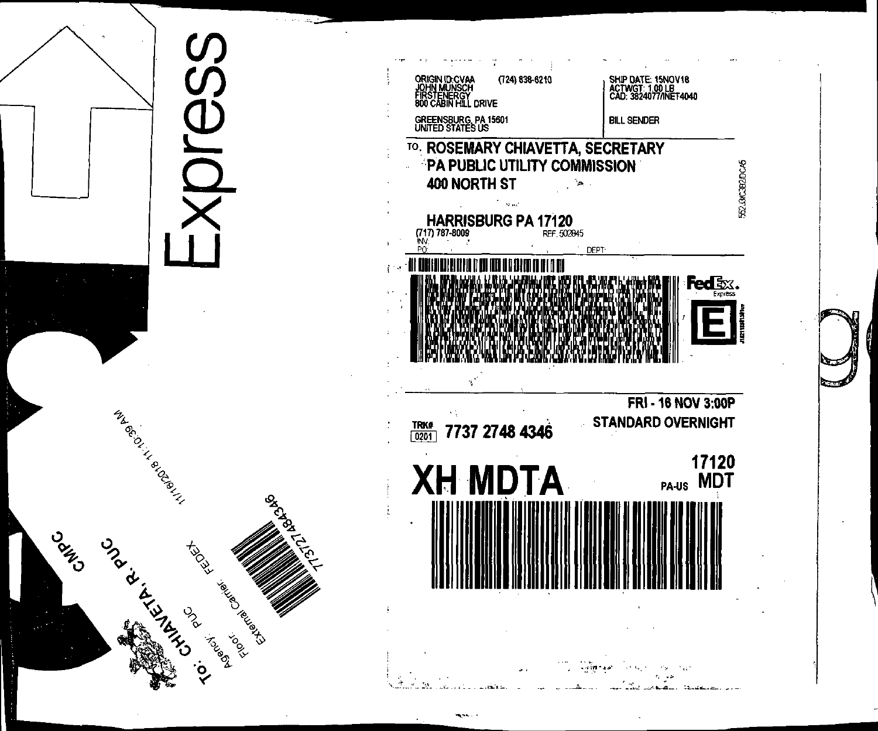Express

ORIGIN ID:CVAA (724) 838-6210
JOHN MUNSCH
FIRSTENERGY
800 CABIN HILL DRIVE

GREENSBURG, PA 15601
UNITED STATES US

SHIP DATE: 15NOV18
ACTWGT: 1.00 LB
CAD: 3824077/INET4040

BILL SENDER

TO ROSEMARY CHIAVETTA, SECRETARY
PA PUBLIC UTILITY COMMISSION
400 NORTH ST

HARRISBURG PA 17120
(717) 787-8009 REF: 502845
INV:
PO: DEPT:

552J3/C3B2/DCA5

FedEx Express

E

FRI - 16 NOV 3:00P
STANDARD OVERNIGHT

TRK# 0201 7737 2748 4346

XH MDTA

17120
PA-US MDT

11/16/2018 11:10:39 AM

773727484346

To: CHIAVETTA, R. PUC
Agency: PUC
Floor:
External Carrier: FEDEX

CMPC